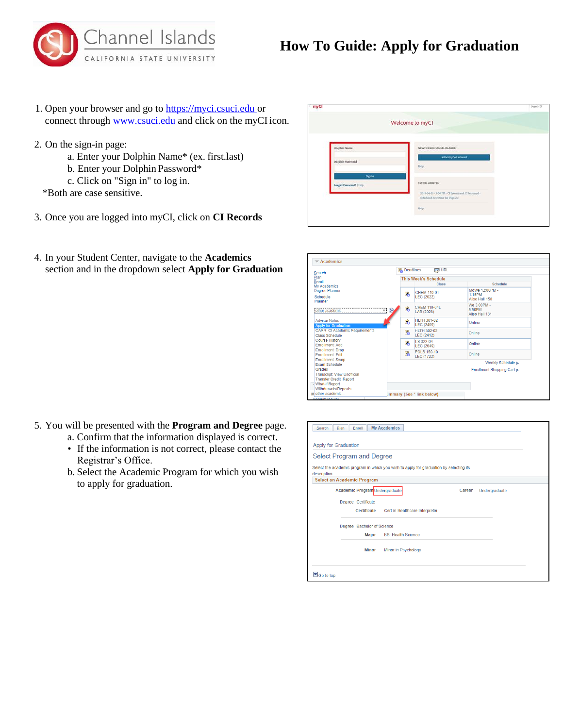# How To Guide: Apply for Graduation

1. Open your browser and go to https://myci.csuci.edu or connect through www.csuci.edu and click on the myCI icon.

2. On the sign-in page:
   a. Enter your Dolphin Name* (ex. first.last)
   b. Enter your Dolphin Password*
   c. Click on "Sign in" to log in.

   *Both are case sensitive.

3. Once you are logged into myCI, click on **CI Records**

4. In your Student Center, navigate to the **Academics** section and in the dropdown select **Apply for Graduation**

5. You will be presented with the **Program and Degree** page.
   a. Confirm that the information displayed is correct.
      - If the information is not correct, please contact the Registrar's Office.

   b. Select the Academic Program for which you wish to apply for graduation.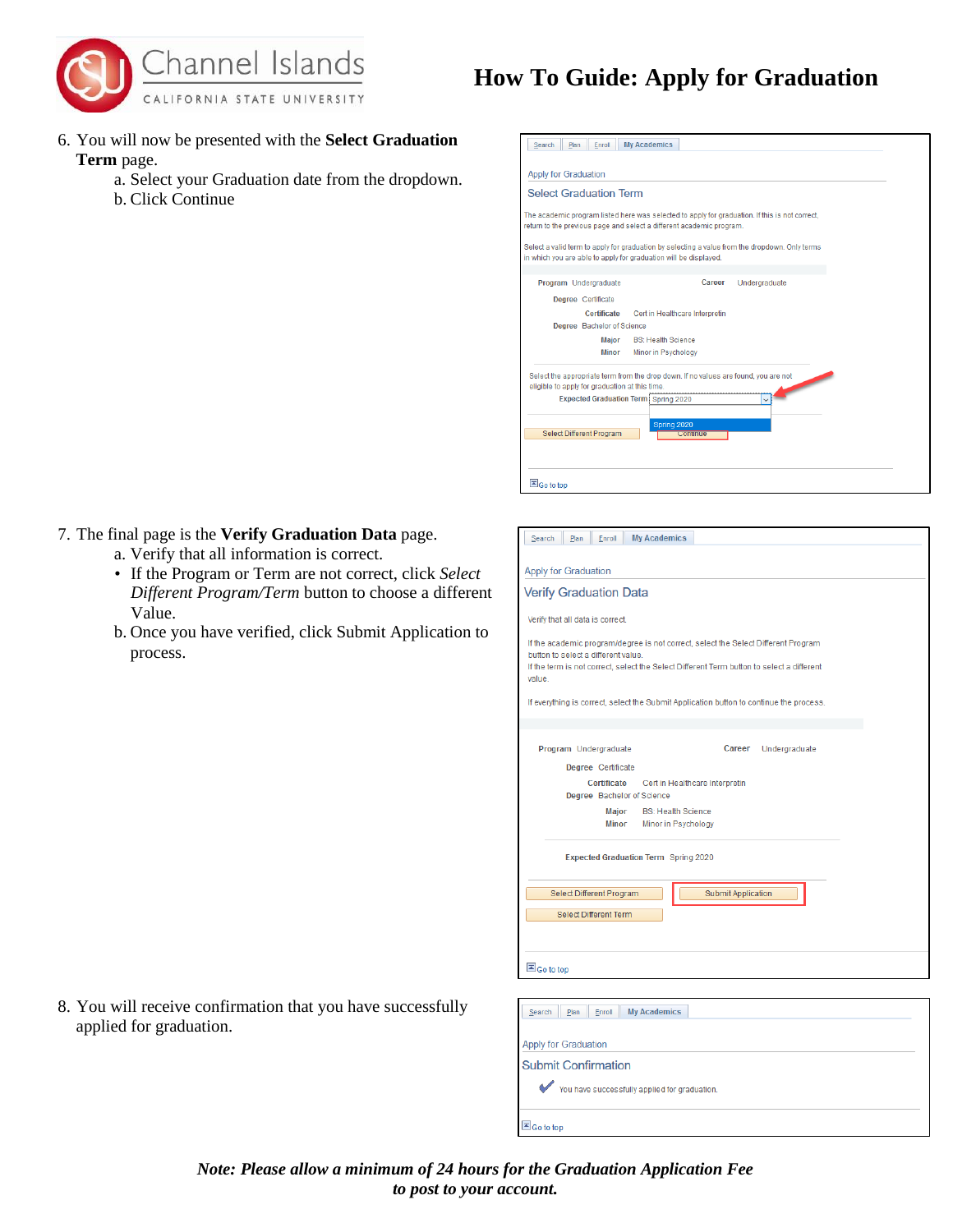# How To Guide: Apply for Graduation

6. You will now be presented with the **Select Graduation Term** page.
   a. Select your Graduation date from the dropdown.
   b. Click Continue

7. The final page is the **Verify Graduation Data** page.
   a. Verify that all information is correct.
   - If the Program or Term are not correct, click *Select Different Program/Term* button to choose a different Value.

   b. Once you have verified, click Submit Application to process.

8. You will receive confirmation that you have successfully applied for graduation.

***Note: Please allow a minimum of 24 hours for the Graduation Application Fee to post to your account.***